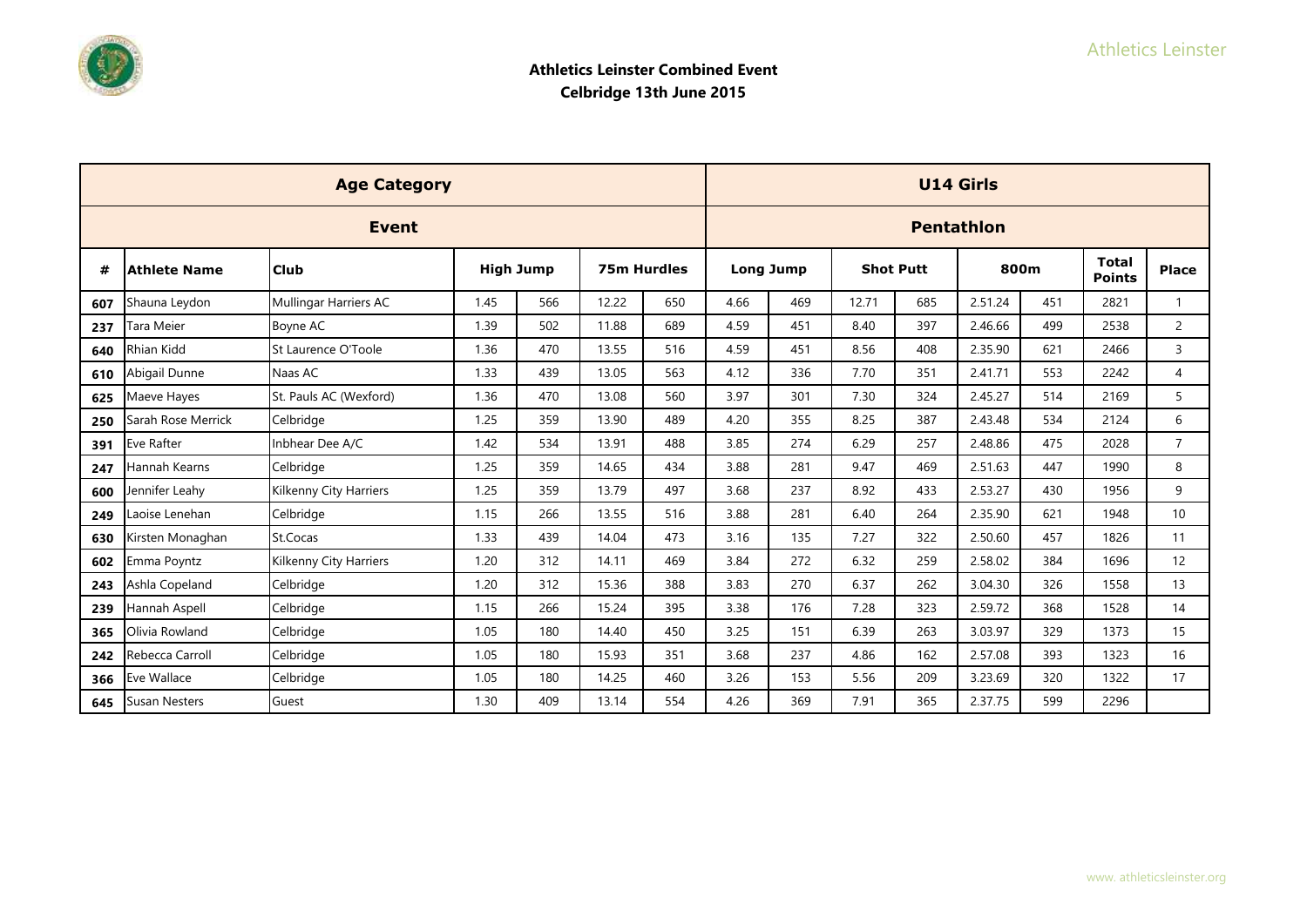# Athletics Leinster Combined Event

## Celbridge 13th June 2015

| Age Category | | | | | | | U14 Girls | | | | | | | |
|---|---|---|---|---|---|---|---|---|---|---|---|---|---|---|
| **Event** | | | | | | | **Pentathlon** | | | | | | | |
| **#** | **Athlete Name** | **Club** | **High Jump** | | **75m Hurdles** | | **Long Jump** | | **Shot Putt** | | **800m** | | **Total Points** | **Place** |
| 607 | Shauna Leydon | Mullingar Harriers AC | 1.45 | 566 | 12.22 | 650 | 4.66 | 469 | 12.71 | 685 | 2.51.24 | 451 | 2821 | 1 |
| 237 | Tara Meier | Boyne AC | 1.39 | 502 | 11.88 | 689 | 4.59 | 451 | 8.40 | 397 | 2.46.66 | 499 | 2538 | 2 |
| 640 | Rhian Kidd | St Laurence O'Toole | 1.36 | 470 | 13.55 | 516 | 4.59 | 451 | 8.56 | 408 | 2.35.90 | 621 | 2466 | 3 |
| 610 | Abigail Dunne | Naas AC | 1.33 | 439 | 13.05 | 563 | 4.12 | 336 | 7.70 | 351 | 2.41.71 | 553 | 2242 | 4 |
| 625 | Maeve Hayes | St. Pauls AC (Wexford) | 1.36 | 470 | 13.08 | 560 | 3.97 | 301 | 7.30 | 324 | 2.45.27 | 514 | 2169 | 5 |
| 250 | Sarah Rose Merrick | Celbridge | 1.25 | 359 | 13.90 | 489 | 4.20 | 355 | 8.25 | 387 | 2.43.48 | 534 | 2124 | 6 |
| 391 | Eve Rafter | Inbhear Dee A/C | 1.42 | 534 | 13.91 | 488 | 3.85 | 274 | 6.29 | 257 | 2.48.86 | 475 | 2028 | 7 |
| 247 | Hannah Kearns | Celbridge | 1.25 | 359 | 14.65 | 434 | 3.88 | 281 | 9.47 | 469 | 2.51.63 | 447 | 1990 | 8 |
| 600 | Jennifer Leahy | Kilkenny City Harriers | 1.25 | 359 | 13.79 | 497 | 3.68 | 237 | 8.92 | 433 | 2.53.27 | 430 | 1956 | 9 |
| 249 | Laoise Lenehan | Celbridge | 1.15 | 266 | 13.55 | 516 | 3.88 | 281 | 6.40 | 264 | 2.35.90 | 621 | 1948 | 10 |
| 630 | Kirsten Monaghan | St.Cocas | 1.33 | 439 | 14.04 | 473 | 3.16 | 135 | 7.27 | 322 | 2.50.60 | 457 | 1826 | 11 |
| 602 | Emma Poyntz | Kilkenny City Harriers | 1.20 | 312 | 14.11 | 469 | 3.84 | 272 | 6.32 | 259 | 2.58.02 | 384 | 1696 | 12 |
| 243 | Ashla Copeland | Celbridge | 1.20 | 312 | 15.36 | 388 | 3.83 | 270 | 6.37 | 262 | 3.04.30 | 326 | 1558 | 13 |
| 239 | Hannah Aspell | Celbridge | 1.15 | 266 | 15.24 | 395 | 3.38 | 176 | 7.28 | 323 | 2.59.72 | 368 | 1528 | 14 |
| 365 | Olivia Rowland | Celbridge | 1.05 | 180 | 14.40 | 450 | 3.25 | 151 | 6.39 | 263 | 3.03.97 | 329 | 1373 | 15 |
| 242 | Rebecca Carroll | Celbridge | 1.05 | 180 | 15.93 | 351 | 3.68 | 237 | 4.86 | 162 | 2.57.08 | 393 | 1323 | 16 |
| 366 | Eve Wallace | Celbridge | 1.05 | 180 | 14.25 | 460 | 3.26 | 153 | 5.56 | 209 | 3.23.69 | 320 | 1322 | 17 |
| 645 | Susan Nesters | Guest | 1.30 | 409 | 13.14 | 554 | 4.26 | 369 | 7.91 | 365 | 2.37.75 | 599 | 2296 | |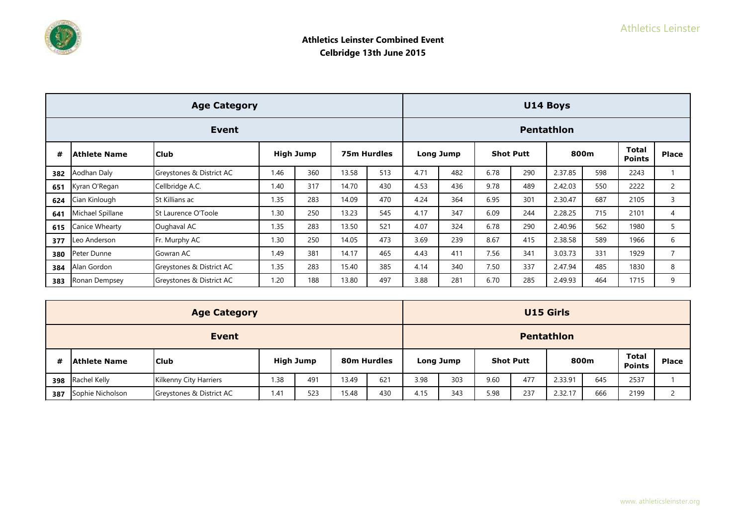**Athletics Leinster Combined Event**
**Celbridge 13th June 2015**

| Age Category | | | | | | | U14 Boys | | | | | | | |
|---|---|---|---|---|---|---|---|---|---|---|---|---|---|---|
| **Event** | | | | | | | **Pentathlon** | | | | | | | |
| # | Athlete Name | Club | High Jump | | 75m Hurdles | | Long Jump | | Shot Putt | | 800m | | Total Points | Place |
| 382 | Aodhan Daly | Greystones & District AC | 1.46 | 360 | 13.58 | 513 | 4.71 | 482 | 6.78 | 290 | 2.37.85 | 598 | 2243 | 1 |
| 651 | Kyran O'Regan | Cellbridge A.C. | 1.40 | 317 | 14.70 | 430 | 4.53 | 436 | 9.78 | 489 | 2.42.03 | 550 | 2222 | 2 |
| 624 | Cian Kinlough | St Killians ac | 1.35 | 283 | 14.09 | 470 | 4.24 | 364 | 6.95 | 301 | 2.30.47 | 687 | 2105 | 3 |
| 641 | Michael Spillane | St Laurence O'Toole | 1.30 | 250 | 13.23 | 545 | 4.17 | 347 | 6.09 | 244 | 2.28.25 | 715 | 2101 | 4 |
| 615 | Canice Whearty | Oughaval AC | 1.35 | 283 | 13.50 | 521 | 4.07 | 324 | 6.78 | 290 | 2.40.96 | 562 | 1980 | 5 |
| 377 | Leo Anderson | Fr. Murphy AC | 1.30 | 250 | 14.05 | 473 | 3.69 | 239 | 8.67 | 415 | 2.38.58 | 589 | 1966 | 6 |
| 380 | Peter Dunne | Gowran AC | 1.49 | 381 | 14.17 | 465 | 4.43 | 411 | 7.56 | 341 | 3.03.73 | 331 | 1929 | 7 |
| 384 | Alan Gordon | Greystones & District AC | 1.35 | 283 | 15.40 | 385 | 4.14 | 340 | 7.50 | 337 | 2.47.94 | 485 | 1830 | 8 |
| 383 | Ronan Dempsey | Greystones & District AC | 1.20 | 188 | 13.80 | 497 | 3.88 | 281 | 6.70 | 285 | 2.49.93 | 464 | 1715 | 9 |

| Age Category | | | | | | | U15 Girls | | | | | | | |
|---|---|---|---|---|---|---|---|---|---|---|---|---|---|---|
| **Event** | | | | | | | **Pentathlon** | | | | | | | |
| # | Athlete Name | Club | High Jump | | 80m Hurdles | | Long Jump | | Shot Putt | | 800m | | Total Points | Place |
| 398 | Rachel Kelly | Kilkenny City Harriers | 1.38 | 491 | 13.49 | 621 | 3.98 | 303 | 9.60 | 477 | 2.33.91 | 645 | 2537 | 1 |
| 387 | Sophie Nicholson | Greystones & District AC | 1.41 | 523 | 15.48 | 430 | 4.15 | 343 | 5.98 | 237 | 2.32.17 | 666 | 2199 | 2 |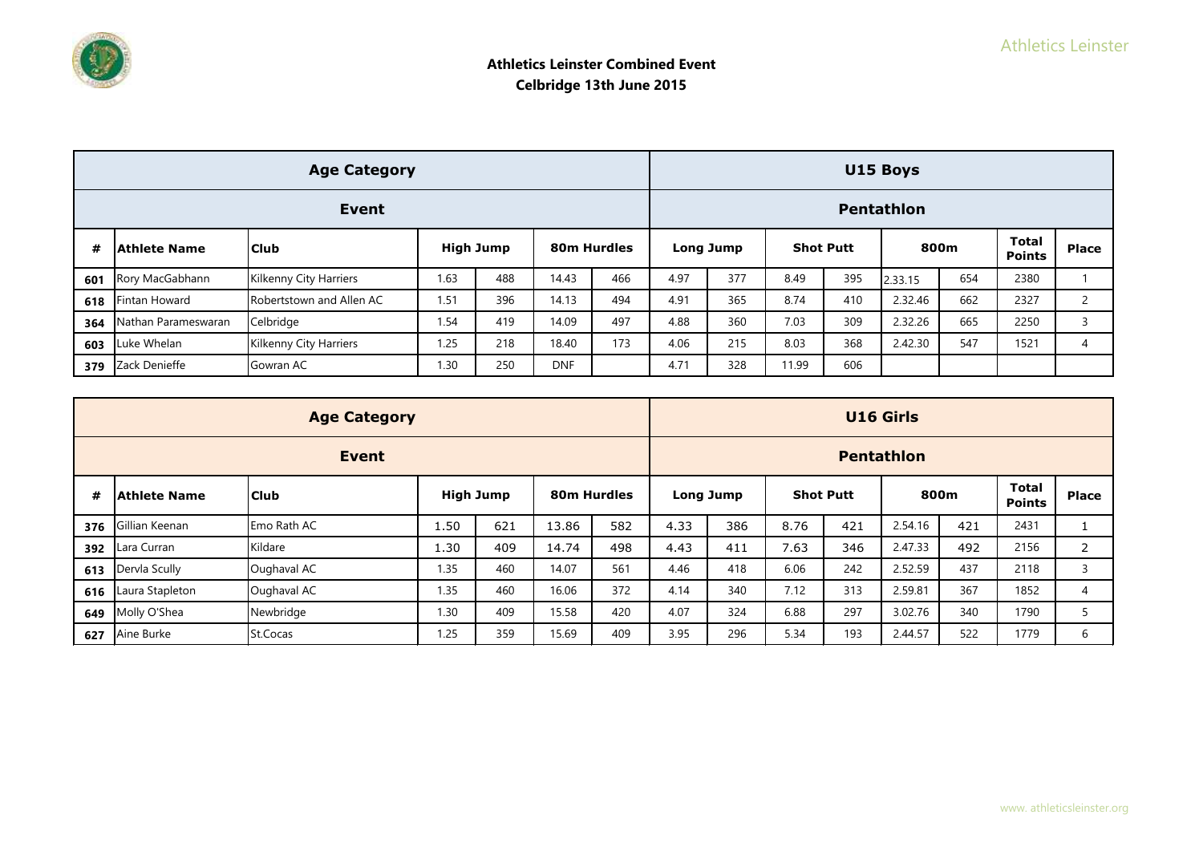**Athletics Leinster Combined Event**
**Celbridge 13th June 2015**

| Age Category | | | | | | | U15 Boys | | | | | | | |
|---|---|---|---|---|---|---|---|---|---|---|---|---|---|---|
| **Event** | | | | | | | **Pentathlon** | | | | | | | |
| **#** | **Athlete Name** | **Club** | **High Jump** | | **80m Hurdles** | | **Long Jump** | | **Shot Putt** | | **800m** | | **Total Points** | **Place** |
| 601 | Rory MacGabhann | Kilkenny City Harriers | 1.63 | 488 | 14.43 | 466 | 4.97 | 377 | 8.49 | 395 | 2.33.15 | 654 | 2380 | 1 |
| 618 | Fintan Howard | Robertstown and Allen AC | 1.51 | 396 | 14.13 | 494 | 4.91 | 365 | 8.74 | 410 | 2.32.46 | 662 | 2327 | 2 |
| 364 | Nathan Parameswaran | Celbridge | 1.54 | 419 | 14.09 | 497 | 4.88 | 360 | 7.03 | 309 | 2.32.26 | 665 | 2250 | 3 |
| 603 | Luke Whelan | Kilkenny City Harriers | 1.25 | 218 | 18.40 | 173 | 4.06 | 215 | 8.03 | 368 | 2.42.30 | 547 | 1521 | 4 |
| 379 | Zack Denieffe | Gowran AC | 1.30 | 250 | DNF | | 4.71 | 328 | 11.99 | 606 | | | | |

| Age Category | | | | | | | U16 Girls | | | | | | | |
|---|---|---|---|---|---|---|---|---|---|---|---|---|---|---|
| **Event** | | | | | | | **Pentathlon** | | | | | | | |
| **#** | **Athlete Name** | **Club** | **High Jump** | | **80m Hurdles** | | **Long Jump** | | **Shot Putt** | | **800m** | | **Total Points** | **Place** |
| 376 | Gillian Keenan | Emo Rath AC | 1.50 | 621 | 13.86 | 582 | 4.33 | 386 | 8.76 | 421 | 2.54.16 | 421 | 2431 | 1 |
| 392 | Lara Curran | Kildare | 1.30 | 409 | 14.74 | 498 | 4.43 | 411 | 7.63 | 346 | 2.47.33 | 492 | 2156 | 2 |
| 613 | Dervla Scully | Oughaval AC | 1.35 | 460 | 14.07 | 561 | 4.46 | 418 | 6.06 | 242 | 2.52.59 | 437 | 2118 | 3 |
| 616 | Laura Stapleton | Oughaval AC | 1.35 | 460 | 16.06 | 372 | 4.14 | 340 | 7.12 | 313 | 2.59.81 | 367 | 1852 | 4 |
| 649 | Molly O'Shea | Newbridge | 1.30 | 409 | 15.58 | 420 | 4.07 | 324 | 6.88 | 297 | 3.02.76 | 340 | 1790 | 5 |
| 627 | Aine Burke | St.Cocas | 1.25 | 359 | 15.69 | 409 | 3.95 | 296 | 5.34 | 193 | 2.44.57 | 522 | 1779 | 6 |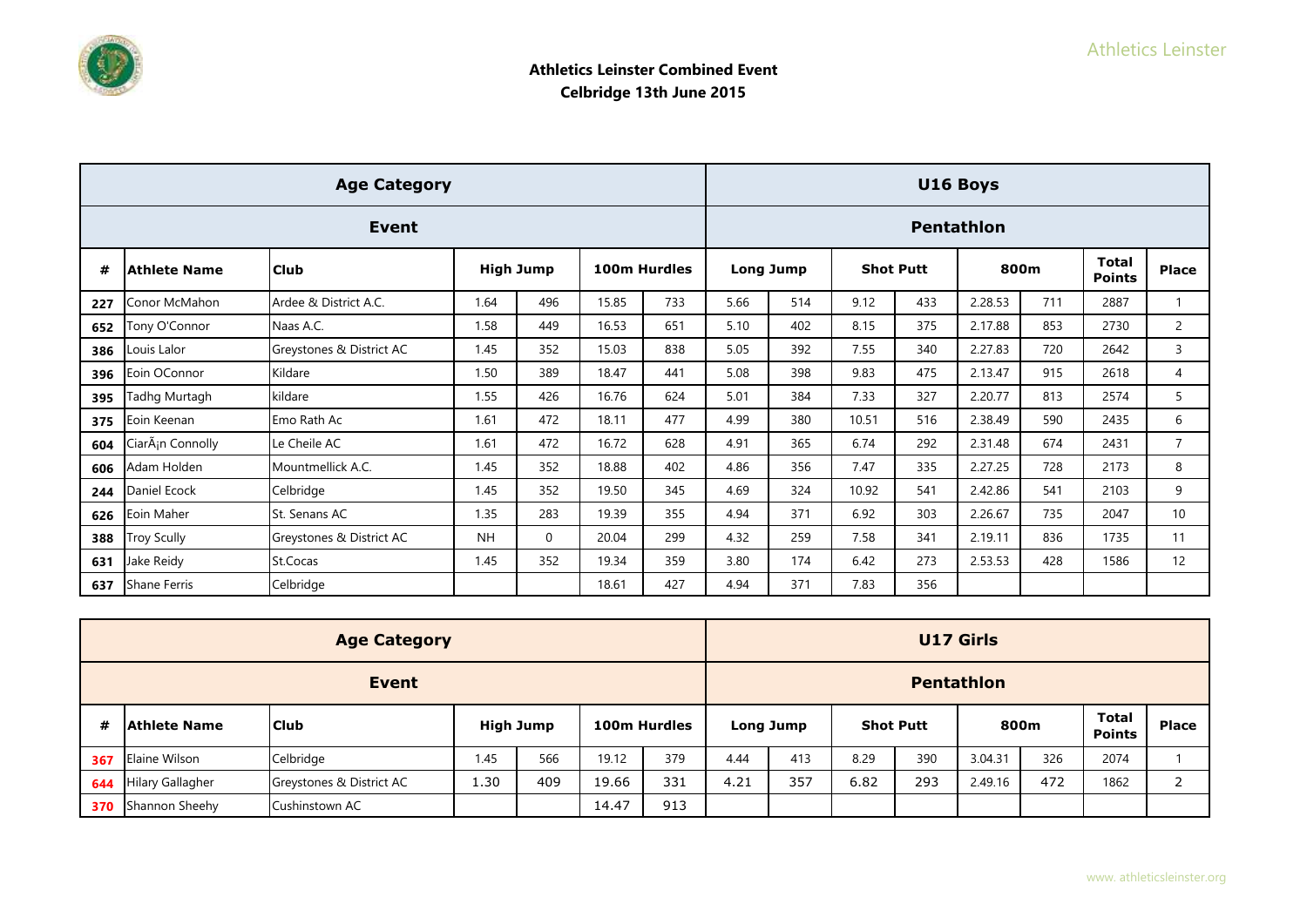# Athletics Leinster Combined Event
## Celbridge 13th June 2015

| Age Category | | | | | | | U16 Boys | | | | | | | |
|---|---|---|---|---|---|---|---|---|---|---|---|---|---|---|
| **Event** | | | | | | | **Pentathlon** | | | | | | | |
| **#** | **Athlete Name** | **Club** | **High Jump** | | **100m Hurdles** | | **Long Jump** | | **Shot Putt** | | **800m** | | **Total Points** | **Place** |
| 227 | Conor McMahon | Ardee & District A.C. | 1.64 | 496 | 15.85 | 733 | 5.66 | 514 | 9.12 | 433 | 2.28.53 | 711 | 2887 | 1 |
| 652 | Tony O'Connor | Naas A.C. | 1.58 | 449 | 16.53 | 651 | 5.10 | 402 | 8.15 | 375 | 2.17.88 | 853 | 2730 | 2 |
| 386 | Louis Lalor | Greystones & District AC | 1.45 | 352 | 15.03 | 838 | 5.05 | 392 | 7.55 | 340 | 2.27.83 | 720 | 2642 | 3 |
| 396 | Eoin OConnor | Kildare | 1.50 | 389 | 18.47 | 441 | 5.08 | 398 | 9.83 | 475 | 2.13.47 | 915 | 2618 | 4 |
| 395 | Tadhg Murtagh | kildare | 1.55 | 426 | 16.76 | 624 | 5.01 | 384 | 7.33 | 327 | 2.20.77 | 813 | 2574 | 5 |
| 375 | Eoin Keenan | Emo Rath Ac | 1.61 | 472 | 18.11 | 477 | 4.99 | 380 | 10.51 | 516 | 2.38.49 | 590 | 2435 | 6 |
| 604 | CiarÃ¡n Connolly | Le Cheile AC | 1.61 | 472 | 16.72 | 628 | 4.91 | 365 | 6.74 | 292 | 2.31.48 | 674 | 2431 | 7 |
| 606 | Adam Holden | Mountmellick A.C. | 1.45 | 352 | 18.88 | 402 | 4.86 | 356 | 7.47 | 335 | 2.27.25 | 728 | 2173 | 8 |
| 244 | Daniel Ecock | Celbridge | 1.45 | 352 | 19.50 | 345 | 4.69 | 324 | 10.92 | 541 | 2.42.86 | 541 | 2103 | 9 |
| 626 | Eoin Maher | St. Senans AC | 1.35 | 283 | 19.39 | 355 | 4.94 | 371 | 6.92 | 303 | 2.26.67 | 735 | 2047 | 10 |
| 388 | Troy Scully | Greystones & District AC | NH | 0 | 20.04 | 299 | 4.32 | 259 | 7.58 | 341 | 2.19.11 | 836 | 1735 | 11 |
| 631 | Jake Reidy | St.Cocas | 1.45 | 352 | 19.34 | 359 | 3.80 | 174 | 6.42 | 273 | 2.53.53 | 428 | 1586 | 12 |
| 637 | Shane Ferris | Celbridge | | | 18.61 | 427 | 4.94 | 371 | 7.83 | 356 | | | | |

| Age Category | | | | | | | U17 Girls | | | | | | | |
|---|---|---|---|---|---|---|---|---|---|---|---|---|---|---|
| **Event** | | | | | | | **Pentathlon** | | | | | | | |
| **#** | **Athlete Name** | **Club** | **High Jump** | | **100m Hurdles** | | **Long Jump** | | **Shot Putt** | | **800m** | | **Total Points** | **Place** |
| 367 | Elaine Wilson | Celbridge | 1.45 | 566 | 19.12 | 379 | 4.44 | 413 | 8.29 | 390 | 3.04.31 | 326 | 2074 | 1 |
| 644 | Hilary Gallagher | Greystones & District AC | 1.30 | 409 | 19.66 | 331 | 4.21 | 357 | 6.82 | 293 | 2.49.16 | 472 | 1862 | 2 |
| 370 | Shannon Sheehy | Cushinstown AC | | | 14.47 | 913 | | | | | | | | |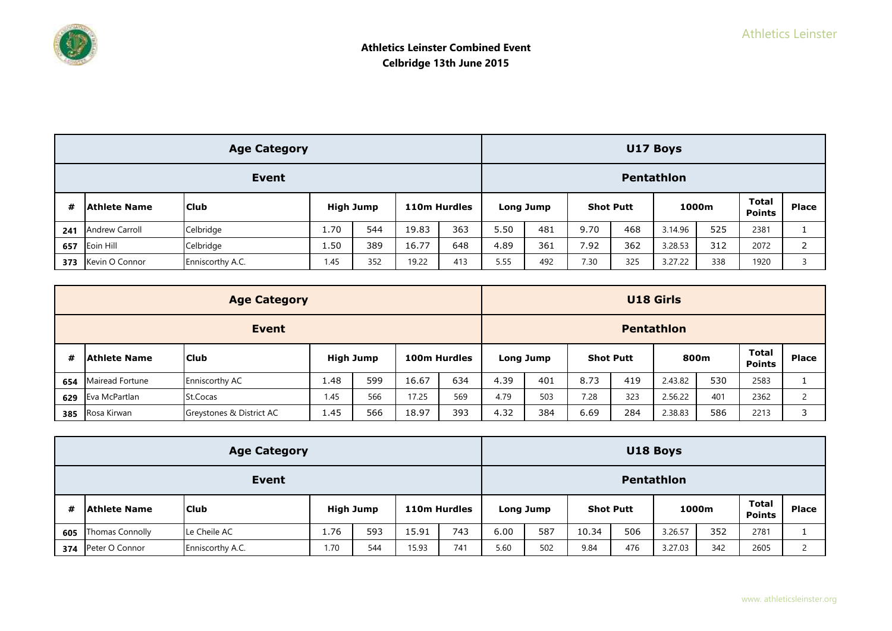**Athletics Leinster Combined Event**
**Celbridge 13th June 2015**

| Age Category | | | | | | | U17 Boys | | | | | | | |
|---|---|---|---|---|---|---|---|---|---|---|---|---|---|---|
| Event | | | | | | | Pentathlon | | | | | | | |
| # | Athlete Name | Club | High Jump | | 110m Hurdles | | Long Jump | | Shot Putt | | 1000m | | Total Points | Place |
| 241 | Andrew Carroll | Celbridge | 1.70 | 544 | 19.83 | 363 | 5.50 | 481 | 9.70 | 468 | 3.14.96 | 525 | 2381 | 1 |
| 657 | Eoin Hill | Celbridge | 1.50 | 389 | 16.77 | 648 | 4.89 | 361 | 7.92 | 362 | 3.28.53 | 312 | 2072 | 2 |
| 373 | Kevin O Connor | Enniscorthy A.C. | 1.45 | 352 | 19.22 | 413 | 5.55 | 492 | 7.30 | 325 | 3.27.22 | 338 | 1920 | 3 |

| Age Category | | | | | | | U18 Girls | | | | | | | |
|---|---|---|---|---|---|---|---|---|---|---|---|---|---|---|
| Event | | | | | | | Pentathlon | | | | | | | |
| # | Athlete Name | Club | High Jump | | 100m Hurdles | | Long Jump | | Shot Putt | | 800m | | Total Points | Place |
| 654 | Mairead Fortune | Enniscorthy AC | 1.48 | 599 | 16.67 | 634 | 4.39 | 401 | 8.73 | 419 | 2.43.82 | 530 | 2583 | 1 |
| 629 | Eva McPartlan | St.Cocas | 1.45 | 566 | 17.25 | 569 | 4.79 | 503 | 7.28 | 323 | 2.56.22 | 401 | 2362 | 2 |
| 385 | Rosa Kirwan | Greystones & District AC | 1.45 | 566 | 18.97 | 393 | 4.32 | 384 | 6.69 | 284 | 2.38.83 | 586 | 2213 | 3 |

| Age Category | | | | | | | U18 Boys | | | | | | | |
|---|---|---|---|---|---|---|---|---|---|---|---|---|---|---|
| Event | | | | | | | Pentathlon | | | | | | | |
| # | Athlete Name | Club | High Jump | | 110m Hurdles | | Long Jump | | Shot Putt | | 1000m | | Total Points | Place |
| 605 | Thomas Connolly | Le Cheile AC | 1.76 | 593 | 15.91 | 743 | 6.00 | 587 | 10.34 | 506 | 3.26.57 | 352 | 2781 | 1 |
| 374 | Peter O Connor | Enniscorthy A.C. | 1.70 | 544 | 15.93 | 741 | 5.60 | 502 | 9.84 | 476 | 3.27.03 | 342 | 2605 | 2 |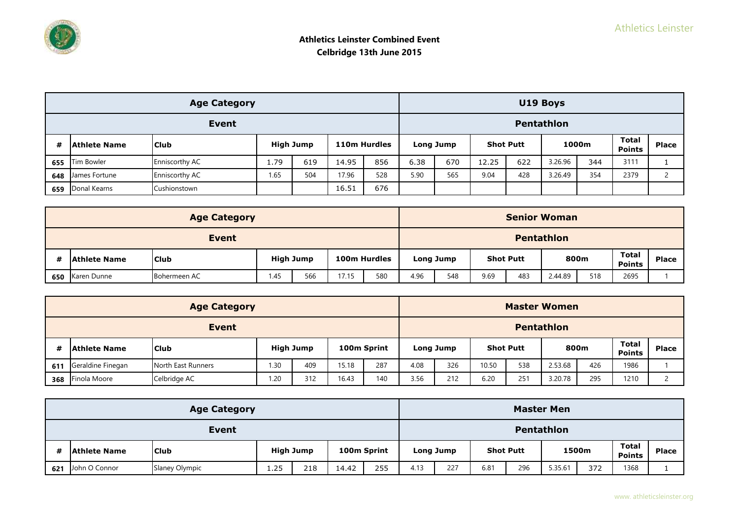**Athletics Leinster Combined Event**
**Celbridge 13th June 2015**

| Age Category | | | | | | | U19 Boys | | | | | | | |
|---|---|---|---|---|---|---|---|---|---|---|---|---|---|---|
| Event | | | | | | | Pentathlon | | | | | | | |
| # | Athlete Name | Club | High Jump | | 110m Hurdles | | Long Jump | | Shot Putt | | 1000m | | Total Points | Place |
| 655 | Tim Bowler | Enniscorthy AC | 1.79 | 619 | 14.95 | 856 | 6.38 | 670 | 12.25 | 622 | 3.26.96 | 344 | 3111 | 1 |
| 648 | James Fortune | Enniscorthy AC | 1.65 | 504 | 17.96 | 528 | 5.90 | 565 | 9.04 | 428 | 3.26.49 | 354 | 2379 | 2 |
| 659 | Donal Kearns | Cushionstown | | | 16.51 | 676 | | | | | | | | |

| Age Category | | | | | | | Senior Woman | | | | | | | |
|---|---|---|---|---|---|---|---|---|---|---|---|---|---|---|
| Event | | | | | | | Pentathlon | | | | | | | |
| # | Athlete Name | Club | High Jump | | 100m Hurdles | | Long Jump | | Shot Putt | | 800m | | Total Points | Place |
| 650 | Karen Dunne | Bohermeen AC | 1.45 | 566 | 17.15 | 580 | 4.96 | 548 | 9.69 | 483 | 2.44.89 | 518 | 2695 | 1 |

| Age Category | | | | | | | Master Women | | | | | | | |
|---|---|---|---|---|---|---|---|---|---|---|---|---|---|---|
| Event | | | | | | | Pentathlon | | | | | | | |
| # | Athlete Name | Club | High Jump | | 100m Sprint | | Long Jump | | Shot Putt | | 800m | | Total Points | Place |
| 611 | Geraldine Finegan | North East Runners | 1.30 | 409 | 15.18 | 287 | 4.08 | 326 | 10.50 | 538 | 2.53.68 | 426 | 1986 | 1 |
| 368 | Finola Moore | Celbridge AC | 1.20 | 312 | 16.43 | 140 | 3.56 | 212 | 6.20 | 251 | 3.20.78 | 295 | 1210 | 2 |

| Age Category | | | | | | | Master Men | | | | | | | |
|---|---|---|---|---|---|---|---|---|---|---|---|---|---|---|
| Event | | | | | | | Pentathlon | | | | | | | |
| # | Athlete Name | Club | High Jump | | 100m Sprint | | Long Jump | | Shot Putt | | 1500m | | Total Points | Place |
| 621 | John O Connor | Slaney Olympic | 1.25 | 218 | 14.42 | 255 | 4.13 | 227 | 6.81 | 296 | 5.35.61 | 372 | 1368 | 1 |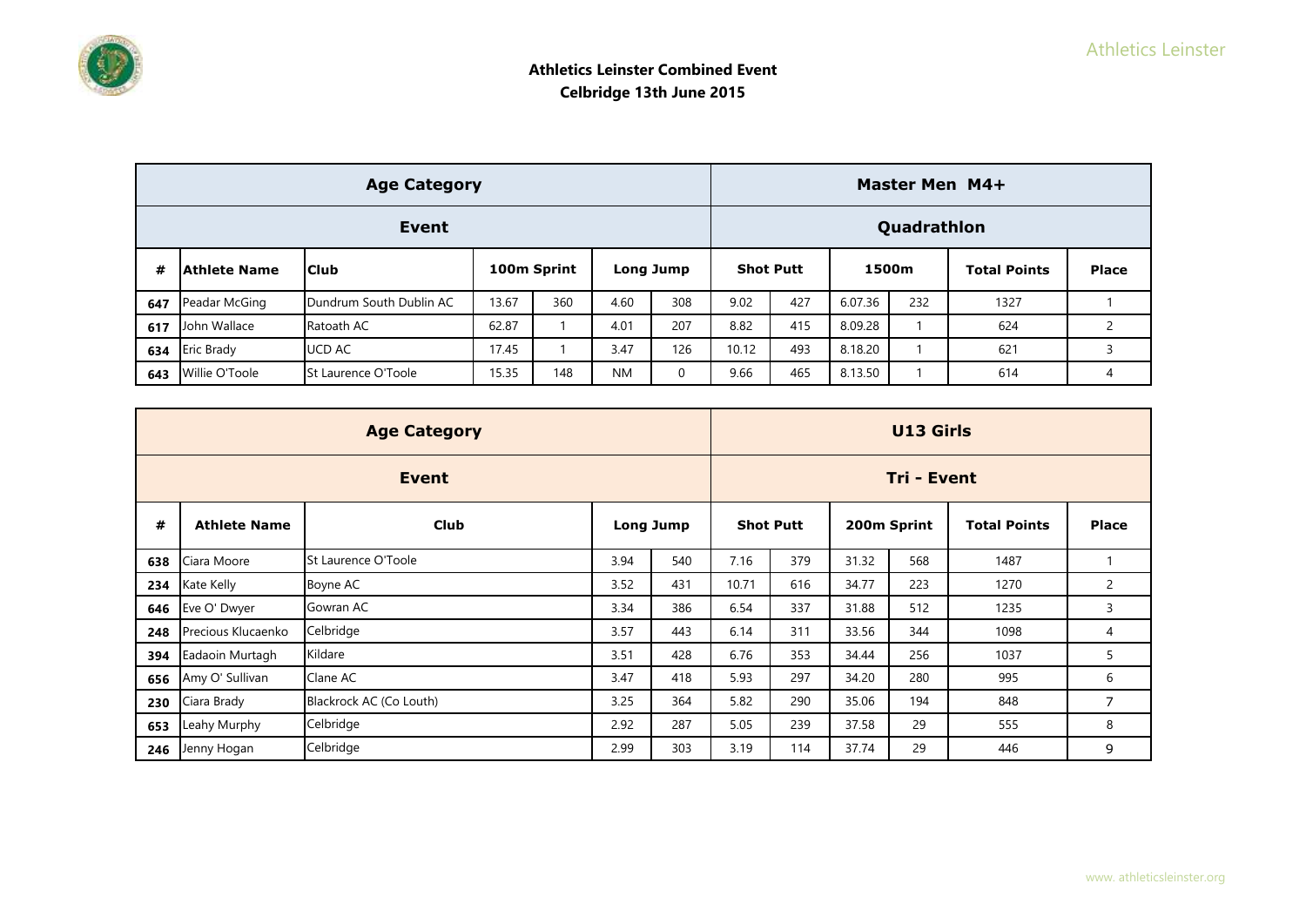**Athletics Leinster Combined Event**
**Celbridge 13th June 2015**

| Age Category | | | | | | | Master Men M4+ | | | | | |
|---|---|---|---|---|---|---|---|---|---|---|---|---|
| **Event** | | | | | | | **Quadrathlon** | | | | | |
| **#** | **Athlete Name** | **Club** | **100m Sprint** | | **Long Jump** | | **Shot Putt** | | **1500m** | | **Total Points** | **Place** |
| 647 | Peadar McGing | Dundrum South Dublin AC | 13.67 | 360 | 4.60 | 308 | 9.02 | 427 | 6.07.36 | 232 | 1327 | 1 |
| 617 | John Wallace | Ratoath AC | 62.87 | 1 | 4.01 | 207 | 8.82 | 415 | 8.09.28 | 1 | 624 | 2 |
| 634 | Eric Brady | UCD AC | 17.45 | 1 | 3.47 | 126 | 10.12 | 493 | 8.18.20 | 1 | 621 | 3 |
| 643 | Willie O'Toole | St Laurence O'Toole | 15.35 | 148 | NM | 0 | 9.66 | 465 | 8.13.50 | 1 | 614 | 4 |

| Age Category | | | | | | | U13 Girls | | | |
|---|---|---|---|---|---|---|---|---|---|---|
| **Event** | | | | | | | **Tri - Event** | | | |
| **#** | **Athlete Name** | **Club** | **Long Jump** | | **Shot Putt** | | **200m Sprint** | | **Total Points** | **Place** |
| 638 | Ciara Moore | St Laurence O'Toole | 3.94 | 540 | 7.16 | 379 | 31.32 | 568 | 1487 | 1 |
| 234 | Kate Kelly | Boyne AC | 3.52 | 431 | 10.71 | 616 | 34.77 | 223 | 1270 | 2 |
| 646 | Eve O' Dwyer | Gowran AC | 3.34 | 386 | 6.54 | 337 | 31.88 | 512 | 1235 | 3 |
| 248 | Precious Klucaenko | Celbridge | 3.57 | 443 | 6.14 | 311 | 33.56 | 344 | 1098 | 4 |
| 394 | Eadaoin Murtagh | Kildare | 3.51 | 428 | 6.76 | 353 | 34.44 | 256 | 1037 | 5 |
| 656 | Amy O' Sullivan | Clane AC | 3.47 | 418 | 5.93 | 297 | 34.20 | 280 | 995 | 6 |
| 230 | Ciara Brady | Blackrock AC (Co Louth) | 3.25 | 364 | 5.82 | 290 | 35.06 | 194 | 848 | 7 |
| 653 | Leahy Murphy | Celbridge | 2.92 | 287 | 5.05 | 239 | 37.58 | 29 | 555 | 8 |
| 246 | Jenny Hogan | Celbridge | 2.99 | 303 | 3.19 | 114 | 37.74 | 29 | 446 | 9 |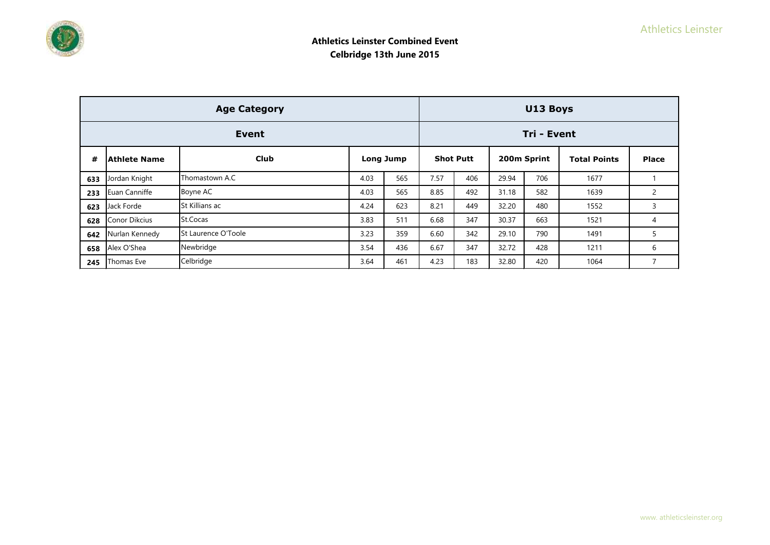**Athletics Leinster Combined Event**
**Celbridge 13th June 2015**

| Age Category | | | | | U13 Boys | | | | | |
|---|---|---|---|---|---|---|---|---|---|---|
| Event | | | | | Tri - Event | | | | | |
| # | Athlete Name | Club | Long Jump | | Shot Putt | | 200m Sprint | | Total Points | Place |
| 633 | Jordan Knight | Thomastown A.C | 4.03 | 565 | 7.57 | 406 | 29.94 | 706 | 1677 | 1 |
| 233 | Euan Canniffe | Boyne AC | 4.03 | 565 | 8.85 | 492 | 31.18 | 582 | 1639 | 2 |
| 623 | Jack Forde | St Killians ac | 4.24 | 623 | 8.21 | 449 | 32.20 | 480 | 1552 | 3 |
| 628 | Conor Dikcius | St.Cocas | 3.83 | 511 | 6.68 | 347 | 30.37 | 663 | 1521 | 4 |
| 642 | Nurlan Kennedy | St Laurence O'Toole | 3.23 | 359 | 6.60 | 342 | 29.10 | 790 | 1491 | 5 |
| 658 | Alex O'Shea | Newbridge | 3.54 | 436 | 6.67 | 347 | 32.72 | 428 | 1211 | 6 |
| 245 | Thomas Eve | Celbridge | 3.64 | 461 | 4.23 | 183 | 32.80 | 420 | 1064 | 7 |